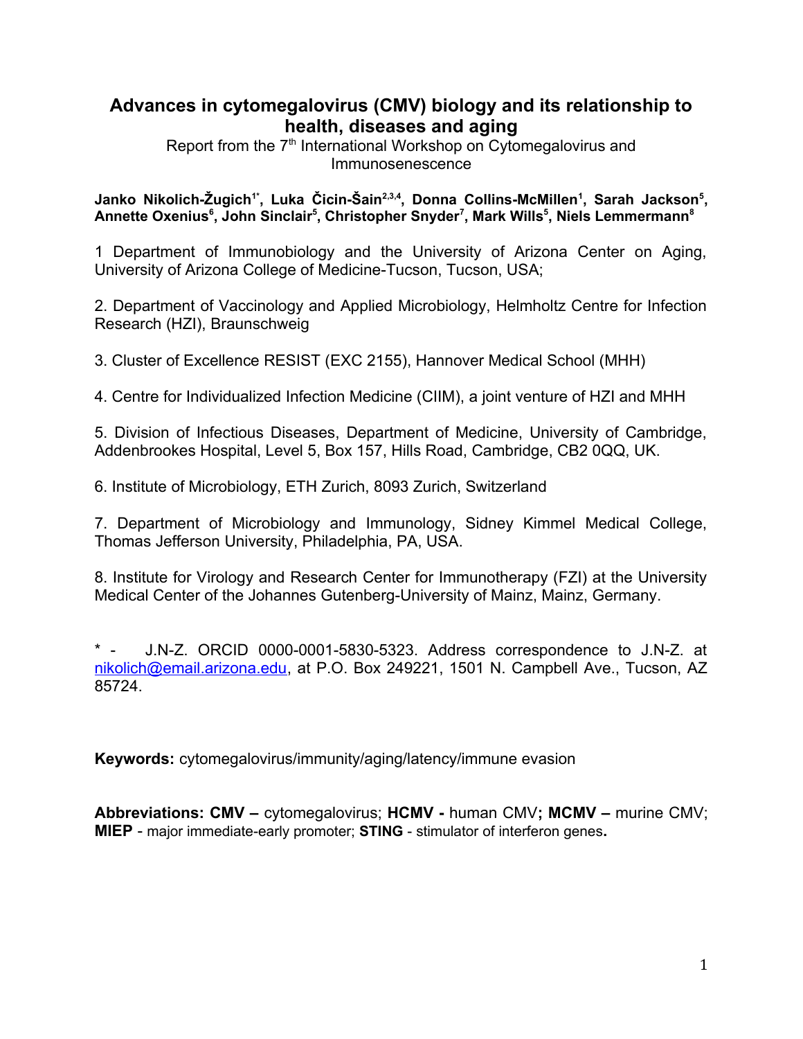# Advances in cytomegalovirus (CMV) biology and its relationship to health, diseases and aging

Report from the 7th International Workshop on Cytomegalovirus and Immunosenescence

**Janko Nikolich-Žugich[1*], Luka Čicin-Šain[2,3,4], Donna Collins-McMillen[1], Sarah Jackson[5], Annette Oxenius[6], John Sinclair[5], Christopher Snyder[7], Mark Wills[5], Niels Lemmermann[8]**

1 Department of Immunobiology and the University of Arizona Center on Aging, University of Arizona College of Medicine-Tucson, Tucson, USA;

2. Department of Vaccinology and Applied Microbiology, Helmholtz Centre for Infection Research (HZI), Braunschweig

3. Cluster of Excellence RESIST (EXC 2155), Hannover Medical School (MHH)

4. Centre for Individualized Infection Medicine (CIIM), a joint venture of HZI and MHH

5. Division of Infectious Diseases, Department of Medicine, University of Cambridge, Addenbrookes Hospital, Level 5, Box 157, Hills Road, Cambridge, CB2 0QQ, UK.

6. Institute of Microbiology, ETH Zurich, 8093 Zurich, Switzerland

7. Department of Microbiology and Immunology, Sidney Kimmel Medical College, Thomas Jefferson University, Philadelphia, PA, USA.

8. Institute for Virology and Research Center for Immunotherapy (FZI) at the University Medical Center of the Johannes Gutenberg-University of Mainz, Mainz, Germany.

\* - J.N-Z. ORCID 0000-0001-5830-5323. Address correspondence to J.N-Z. at nikolich@email.arizona.edu, at P.O. Box 249221, 1501 N. Campbell Ave., Tucson, AZ 85724.

**Keywords:** cytomegalovirus/immunity/aging/latency/immune evasion

**Abbreviations: CMV –** cytomegalovirus; **HCMV -** human CMV**; MCMV –** murine CMV; **MIEP** - major immediate-early promoter; **STING** - stimulator of interferon genes**.**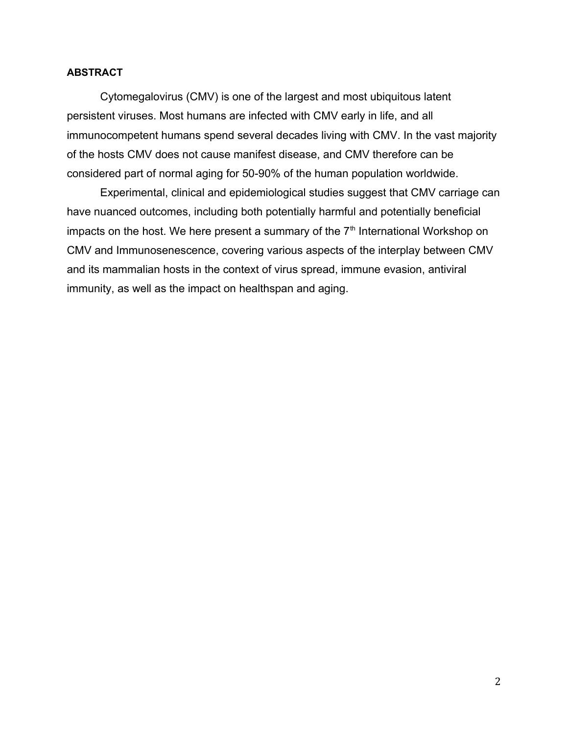**ABSTRACT**

Cytomegalovirus (CMV) is one of the largest and most ubiquitous latent persistent viruses. Most humans are infected with CMV early in life, and all immunocompetent humans spend several decades living with CMV. In the vast majority of the hosts CMV does not cause manifest disease, and CMV therefore can be considered part of normal aging for 50-90% of the human population worldwide.

Experimental, clinical and epidemiological studies suggest that CMV carriage can have nuanced outcomes, including both potentially harmful and potentially beneficial impacts on the host. We here present a summary of the 7th International Workshop on CMV and Immunosenescence, covering various aspects of the interplay between CMV and its mammalian hosts in the context of virus spread, immune evasion, antiviral immunity, as well as the impact on healthspan and aging.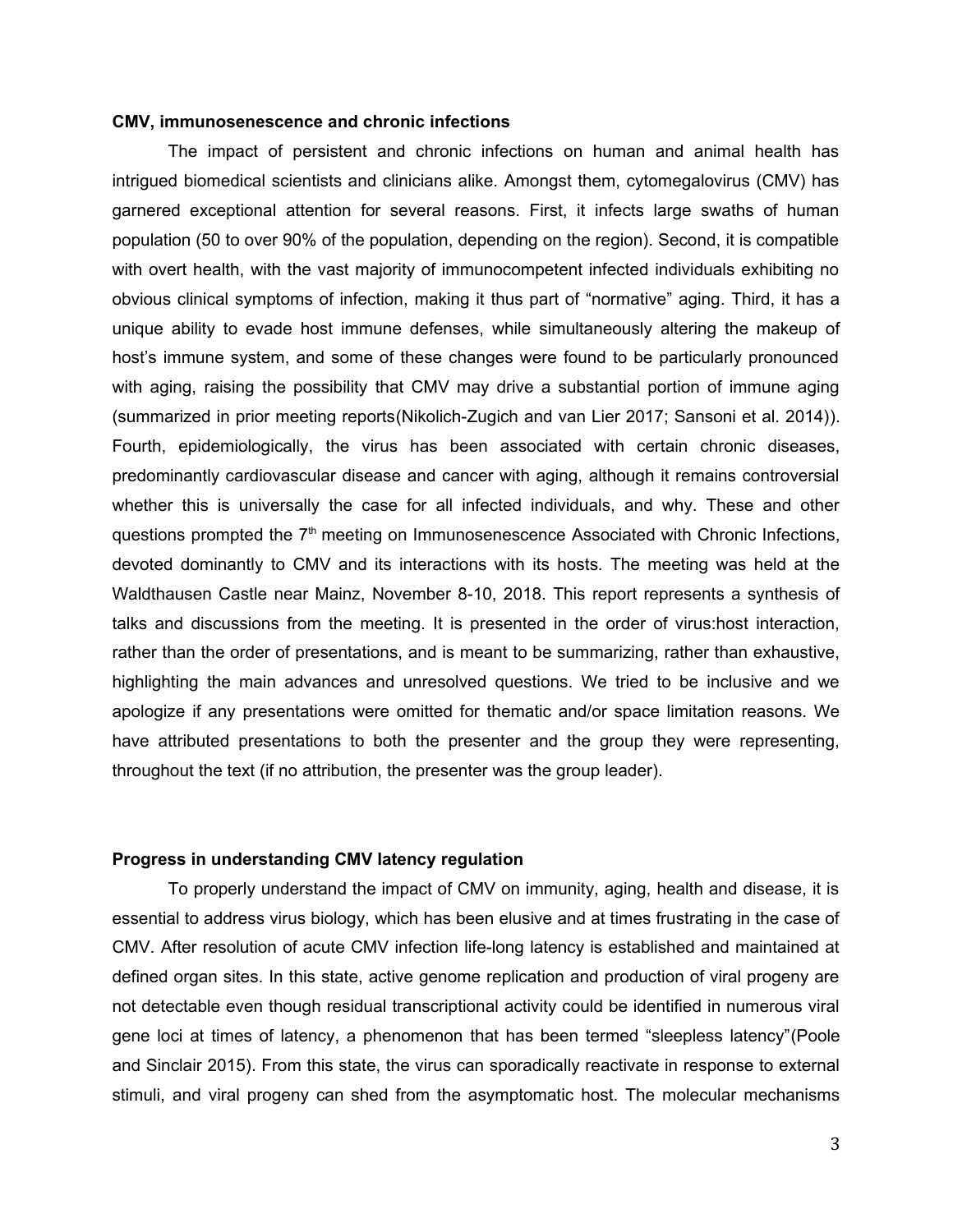**CMV, immunosenescence and chronic infections**

The impact of persistent and chronic infections on human and animal health has intrigued biomedical scientists and clinicians alike. Amongst them, cytomegalovirus (CMV) has garnered exceptional attention for several reasons. First, it infects large swaths of human population (50 to over 90% of the population, depending on the region). Second, it is compatible with overt health, with the vast majority of immunocompetent infected individuals exhibiting no obvious clinical symptoms of infection, making it thus part of "normative" aging. Third, it has a unique ability to evade host immune defenses, while simultaneously altering the makeup of host's immune system, and some of these changes were found to be particularly pronounced with aging, raising the possibility that CMV may drive a substantial portion of immune aging (summarized in prior meeting reports(Nikolich-Zugich and van Lier 2017; Sansoni et al. 2014)). Fourth, epidemiologically, the virus has been associated with certain chronic diseases, predominantly cardiovascular disease and cancer with aging, although it remains controversial whether this is universally the case for all infected individuals, and why. These and other questions prompted the 7th meeting on Immunosenescence Associated with Chronic Infections, devoted dominantly to CMV and its interactions with its hosts. The meeting was held at the Waldthausen Castle near Mainz, November 8-10, 2018. This report represents a synthesis of talks and discussions from the meeting. It is presented in the order of virus:host interaction, rather than the order of presentations, and is meant to be summarizing, rather than exhaustive, highlighting the main advances and unresolved questions. We tried to be inclusive and we apologize if any presentations were omitted for thematic and/or space limitation reasons. We have attributed presentations to both the presenter and the group they were representing, throughout the text (if no attribution, the presenter was the group leader).

**Progress in understanding CMV latency regulation**

To properly understand the impact of CMV on immunity, aging, health and disease, it is essential to address virus biology, which has been elusive and at times frustrating in the case of CMV. After resolution of acute CMV infection life-long latency is established and maintained at defined organ sites. In this state, active genome replication and production of viral progeny are not detectable even though residual transcriptional activity could be identified in numerous viral gene loci at times of latency, a phenomenon that has been termed "sleepless latency"(Poole and Sinclair 2015). From this state, the virus can sporadically reactivate in response to external stimuli, and viral progeny can shed from the asymptomatic host. The molecular mechanisms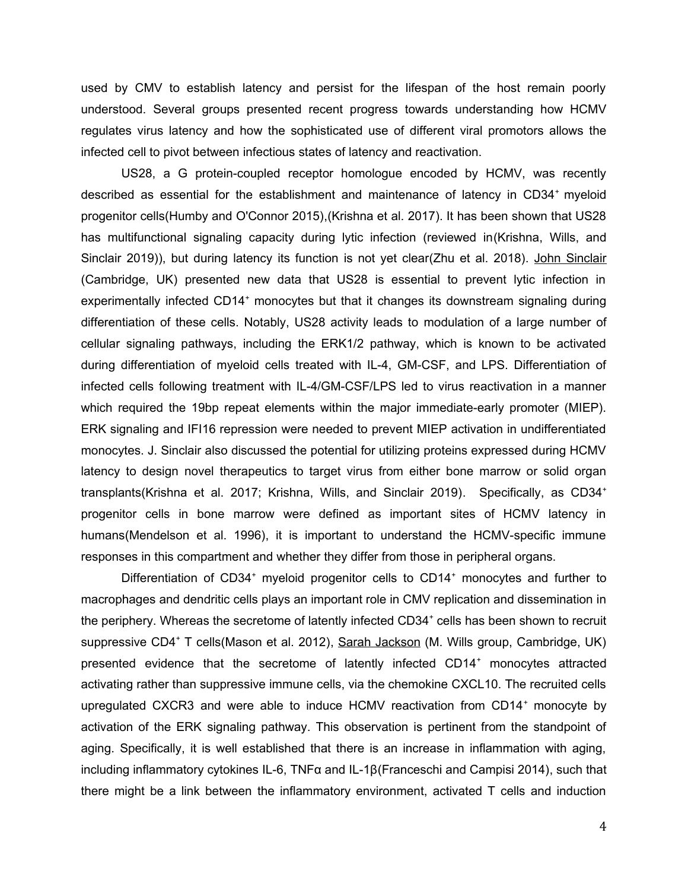used by CMV to establish latency and persist for the lifespan of the host remain poorly understood. Several groups presented recent progress towards understanding how HCMV regulates virus latency and how the sophisticated use of different viral promotors allows the infected cell to pivot between infectious states of latency and reactivation.

US28, a G protein-coupled receptor homologue encoded by HCMV, was recently described as essential for the establishment and maintenance of latency in CD34⁺ myeloid progenitor cells(Humby and O'Connor 2015),(Krishna et al. 2017). It has been shown that US28 has multifunctional signaling capacity during lytic infection (reviewed in(Krishna, Wills, and Sinclair 2019)), but during latency its function is not yet clear(Zhu et al. 2018). John Sinclair (Cambridge, UK) presented new data that US28 is essential to prevent lytic infection in experimentally infected CD14⁺ monocytes but that it changes its downstream signaling during differentiation of these cells. Notably, US28 activity leads to modulation of a large number of cellular signaling pathways, including the ERK1/2 pathway, which is known to be activated during differentiation of myeloid cells treated with IL-4, GM-CSF, and LPS. Differentiation of infected cells following treatment with IL-4/GM-CSF/LPS led to virus reactivation in a manner which required the 19bp repeat elements within the major immediate-early promoter (MIEP). ERK signaling and IFI16 repression were needed to prevent MIEP activation in undifferentiated monocytes. J. Sinclair also discussed the potential for utilizing proteins expressed during HCMV latency to design novel therapeutics to target virus from either bone marrow or solid organ transplants(Krishna et al. 2017; Krishna, Wills, and Sinclair 2019). Specifically, as CD34⁺ progenitor cells in bone marrow were defined as important sites of HCMV latency in humans(Mendelson et al. 1996), it is important to understand the HCMV-specific immune responses in this compartment and whether they differ from those in peripheral organs.

Differentiation of CD34⁺ myeloid progenitor cells to CD14⁺ monocytes and further to macrophages and dendritic cells plays an important role in CMV replication and dissemination in the periphery. Whereas the secretome of latently infected CD34⁺ cells has been shown to recruit suppressive CD4⁺ T cells(Mason et al. 2012), Sarah Jackson (M. Wills group, Cambridge, UK) presented evidence that the secretome of latently infected CD14⁺ monocytes attracted activating rather than suppressive immune cells, via the chemokine CXCL10. The recruited cells upregulated CXCR3 and were able to induce HCMV reactivation from CD14⁺ monocyte by activation of the ERK signaling pathway. This observation is pertinent from the standpoint of aging. Specifically, it is well established that there is an increase in inflammation with aging, including inflammatory cytokines IL-6, TNFα and IL-1β(Franceschi and Campisi 2014), such that there might be a link between the inflammatory environment, activated T cells and induction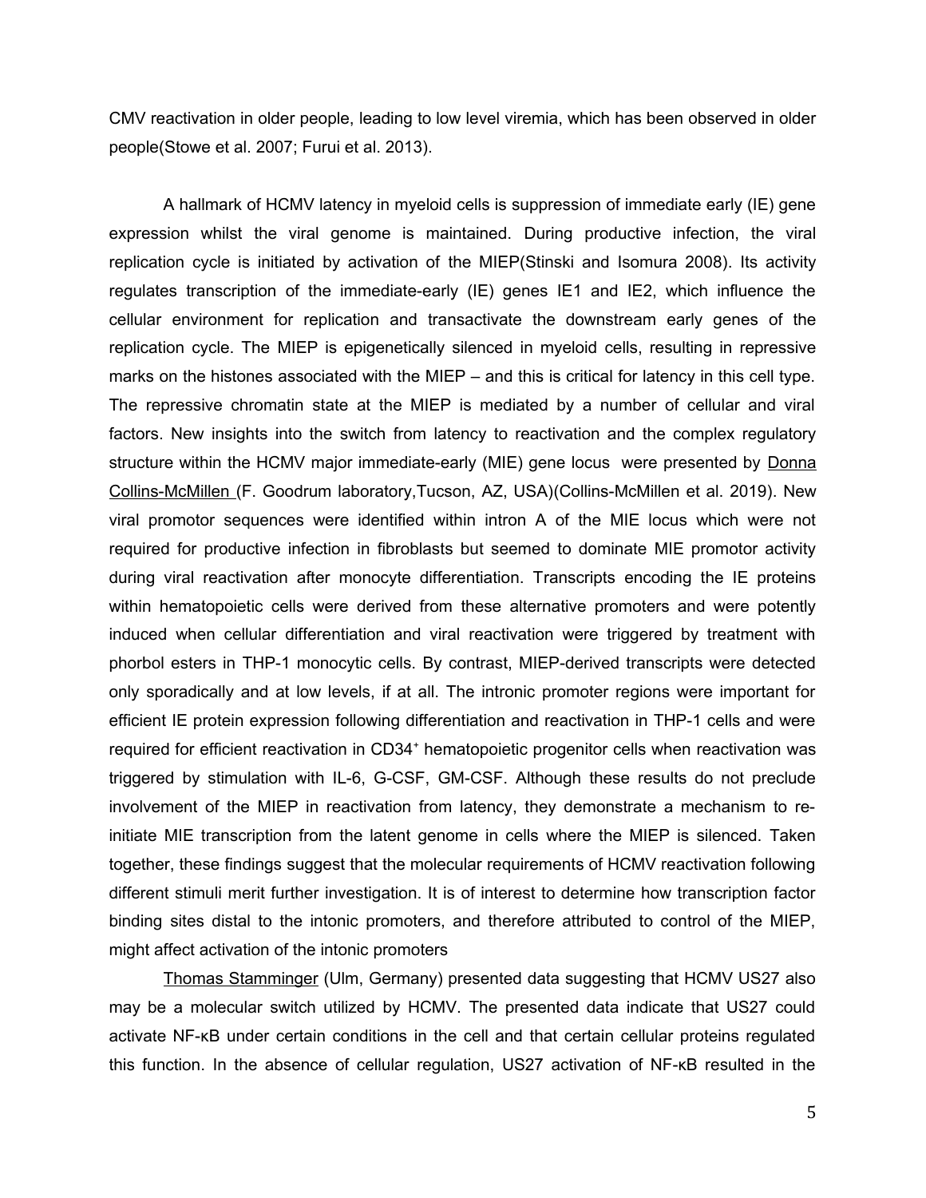CMV reactivation in older people, leading to low level viremia, which has been observed in older people(Stowe et al. 2007; Furui et al. 2013).

A hallmark of HCMV latency in myeloid cells is suppression of immediate early (IE) gene expression whilst the viral genome is maintained. During productive infection, the viral replication cycle is initiated by activation of the MIEP(Stinski and Isomura 2008). Its activity regulates transcription of the immediate-early (IE) genes IE1 and IE2, which influence the cellular environment for replication and transactivate the downstream early genes of the replication cycle. The MIEP is epigenetically silenced in myeloid cells, resulting in repressive marks on the histones associated with the MIEP – and this is critical for latency in this cell type. The repressive chromatin state at the MIEP is mediated by a number of cellular and viral factors. New insights into the switch from latency to reactivation and the complex regulatory structure within the HCMV major immediate-early (MIE) gene locus were presented by Donna Collins-McMillen (F. Goodrum laboratory,Tucson, AZ, USA)(Collins-McMillen et al. 2019). New viral promotor sequences were identified within intron A of the MIE locus which were not required for productive infection in fibroblasts but seemed to dominate MIE promotor activity during viral reactivation after monocyte differentiation. Transcripts encoding the IE proteins within hematopoietic cells were derived from these alternative promoters and were potently induced when cellular differentiation and viral reactivation were triggered by treatment with phorbol esters in THP-1 monocytic cells. By contrast, MIEP-derived transcripts were detected only sporadically and at low levels, if at all. The intronic promoter regions were important for efficient IE protein expression following differentiation and reactivation in THP-1 cells and were required for efficient reactivation in CD34⁺ hematopoietic progenitor cells when reactivation was triggered by stimulation with IL-6, G-CSF, GM-CSF. Although these results do not preclude involvement of the MIEP in reactivation from latency, they demonstrate a mechanism to re-initiate MIE transcription from the latent genome in cells where the MIEP is silenced. Taken together, these findings suggest that the molecular requirements of HCMV reactivation following different stimuli merit further investigation. It is of interest to determine how transcription factor binding sites distal to the intonic promoters, and therefore attributed to control of the MIEP, might affect activation of the intonic promoters

Thomas Stamminger (Ulm, Germany) presented data suggesting that HCMV US27 also may be a molecular switch utilized by HCMV. The presented data indicate that US27 could activate NF-κB under certain conditions in the cell and that certain cellular proteins regulated this function. In the absence of cellular regulation, US27 activation of NF-κB resulted in the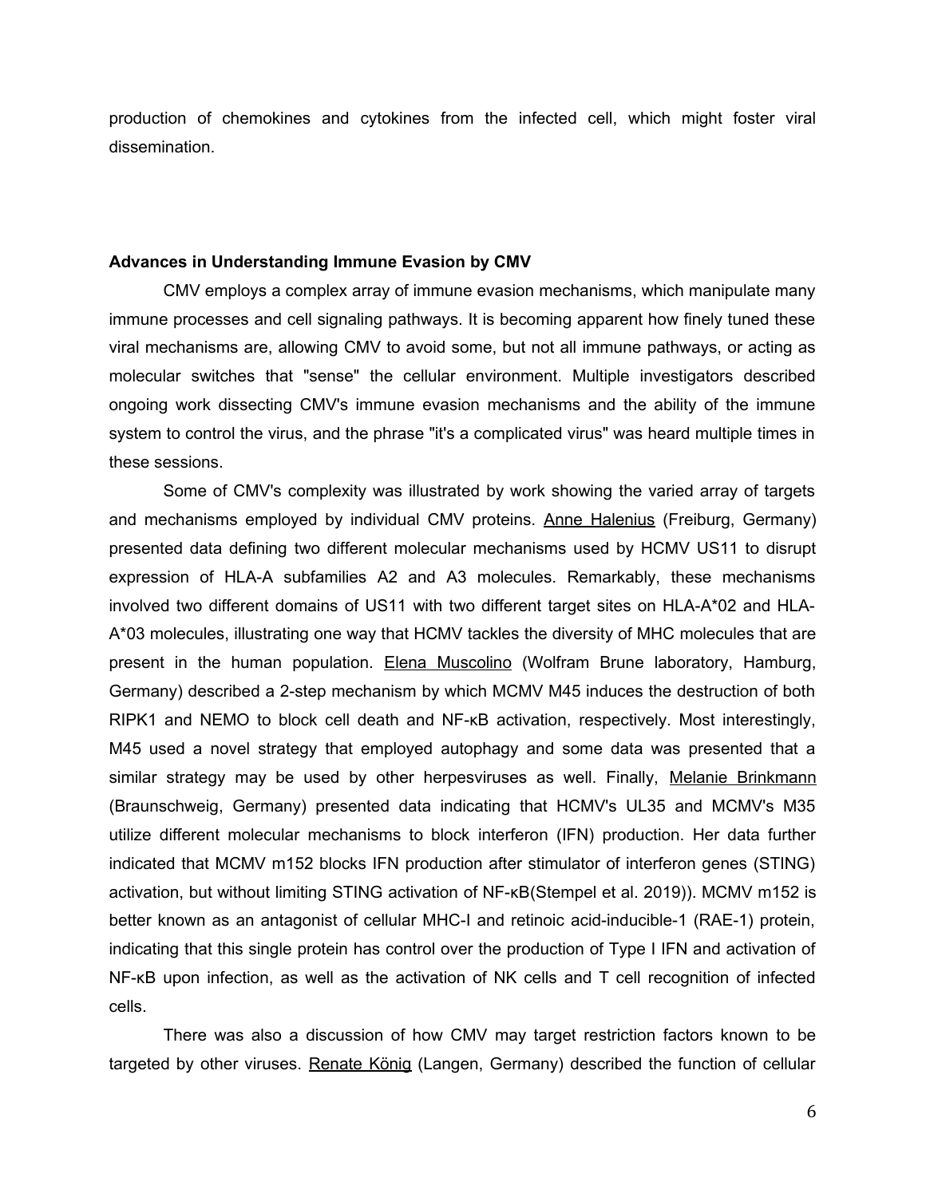production of chemokines and cytokines from the infected cell, which might foster viral dissemination.

### Advances in Understanding Immune Evasion by CMV

CMV employs a complex array of immune evasion mechanisms, which manipulate many immune processes and cell signaling pathways. It is becoming apparent how finely tuned these viral mechanisms are, allowing CMV to avoid some, but not all immune pathways, or acting as molecular switches that "sense" the cellular environment. Multiple investigators described ongoing work dissecting CMV's immune evasion mechanisms and the ability of the immune system to control the virus, and the phrase "it's a complicated virus" was heard multiple times in these sessions.

Some of CMV's complexity was illustrated by work showing the varied array of targets and mechanisms employed by individual CMV proteins. Anne Halenius (Freiburg, Germany) presented data defining two different molecular mechanisms used by HCMV US11 to disrupt expression of HLA-A subfamilies A2 and A3 molecules. Remarkably, these mechanisms involved two different domains of US11 with two different target sites on HLA-A*02 and HLA-A*03 molecules, illustrating one way that HCMV tackles the diversity of MHC molecules that are present in the human population. Elena Muscolino (Wolfram Brune laboratory, Hamburg, Germany) described a 2-step mechanism by which MCMV M45 induces the destruction of both RIPK1 and NEMO to block cell death and NF-κB activation, respectively. Most interestingly, M45 used a novel strategy that employed autophagy and some data was presented that a similar strategy may be used by other herpesviruses as well. Finally, Melanie Brinkmann (Braunschweig, Germany) presented data indicating that HCMV's UL35 and MCMV's M35 utilize different molecular mechanisms to block interferon (IFN) production. Her data further indicated that MCMV m152 blocks IFN production after stimulator of interferon genes (STING) activation, but without limiting STING activation of NF-κB(Stempel et al. 2019)). MCMV m152 is better known as an antagonist of cellular MHC-I and retinoic acid-inducible-1 (RAE-1) protein, indicating that this single protein has control over the production of Type I IFN and activation of NF-κB upon infection, as well as the activation of NK cells and T cell recognition of infected cells.

There was also a discussion of how CMV may target restriction factors known to be targeted by other viruses. Renate König (Langen, Germany) described the function of cellular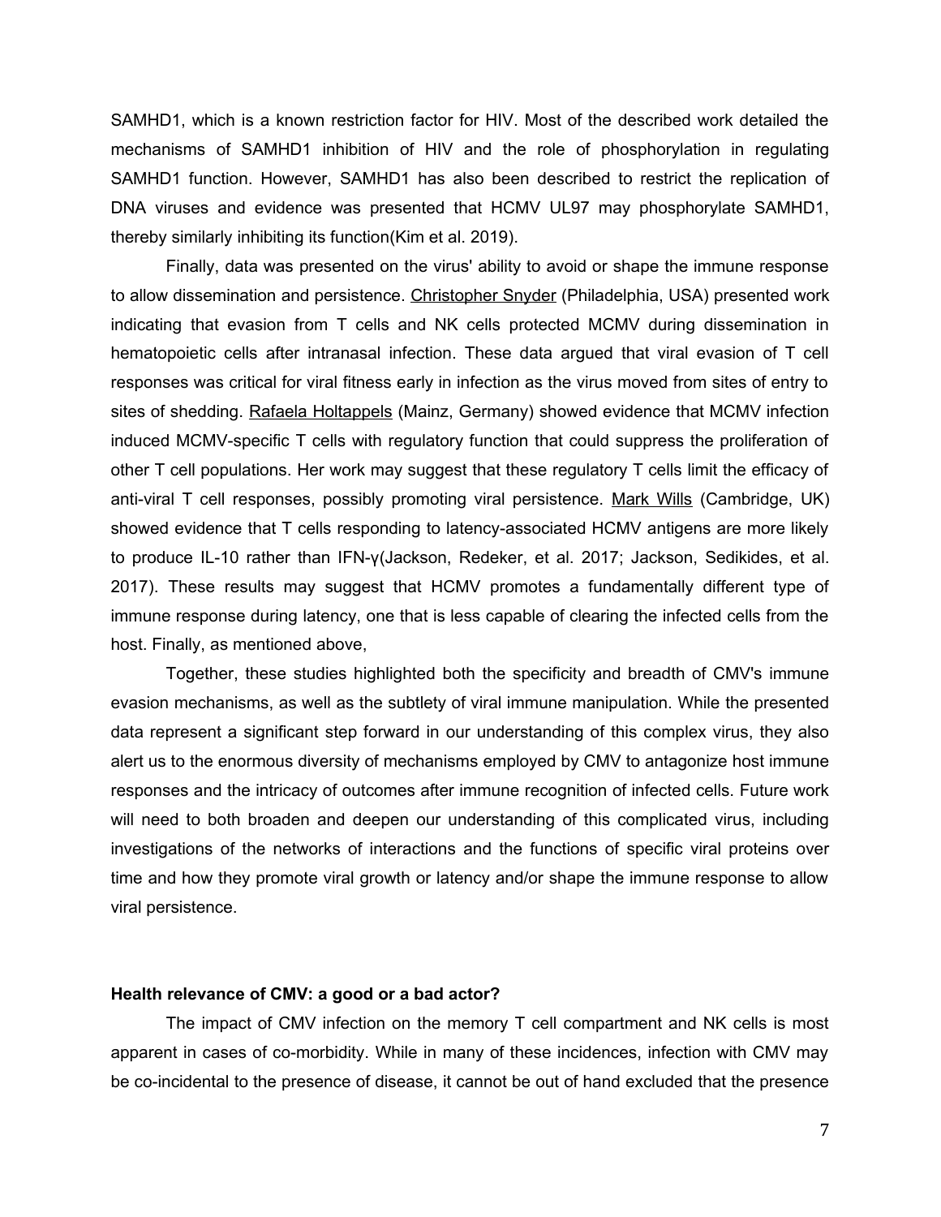SAMHD1, which is a known restriction factor for HIV. Most of the described work detailed the mechanisms of SAMHD1 inhibition of HIV and the role of phosphorylation in regulating SAMHD1 function. However, SAMHD1 has also been described to restrict the replication of DNA viruses and evidence was presented that HCMV UL97 may phosphorylate SAMHD1, thereby similarly inhibiting its function(Kim et al. 2019).

Finally, data was presented on the virus' ability to avoid or shape the immune response to allow dissemination and persistence. Christopher Snyder (Philadelphia, USA) presented work indicating that evasion from T cells and NK cells protected MCMV during dissemination in hematopoietic cells after intranasal infection. These data argued that viral evasion of T cell responses was critical for viral fitness early in infection as the virus moved from sites of entry to sites of shedding. Rafaela Holtappels (Mainz, Germany) showed evidence that MCMV infection induced MCMV-specific T cells with regulatory function that could suppress the proliferation of other T cell populations. Her work may suggest that these regulatory T cells limit the efficacy of anti-viral T cell responses, possibly promoting viral persistence. Mark Wills (Cambridge, UK) showed evidence that T cells responding to latency-associated HCMV antigens are more likely to produce IL-10 rather than IFN-γ(Jackson, Redeker, et al. 2017; Jackson, Sedikides, et al. 2017). These results may suggest that HCMV promotes a fundamentally different type of immune response during latency, one that is less capable of clearing the infected cells from the host. Finally, as mentioned above,

Together, these studies highlighted both the specificity and breadth of CMV's immune evasion mechanisms, as well as the subtlety of viral immune manipulation. While the presented data represent a significant step forward in our understanding of this complex virus, they also alert us to the enormous diversity of mechanisms employed by CMV to antagonize host immune responses and the intricacy of outcomes after immune recognition of infected cells. Future work will need to both broaden and deepen our understanding of this complicated virus, including investigations of the networks of interactions and the functions of specific viral proteins over time and how they promote viral growth or latency and/or shape the immune response to allow viral persistence.

## Health relevance of CMV: a good or a bad actor?

The impact of CMV infection on the memory T cell compartment and NK cells is most apparent in cases of co-morbidity. While in many of these incidences, infection with CMV may be co-incidental to the presence of disease, it cannot be out of hand excluded that the presence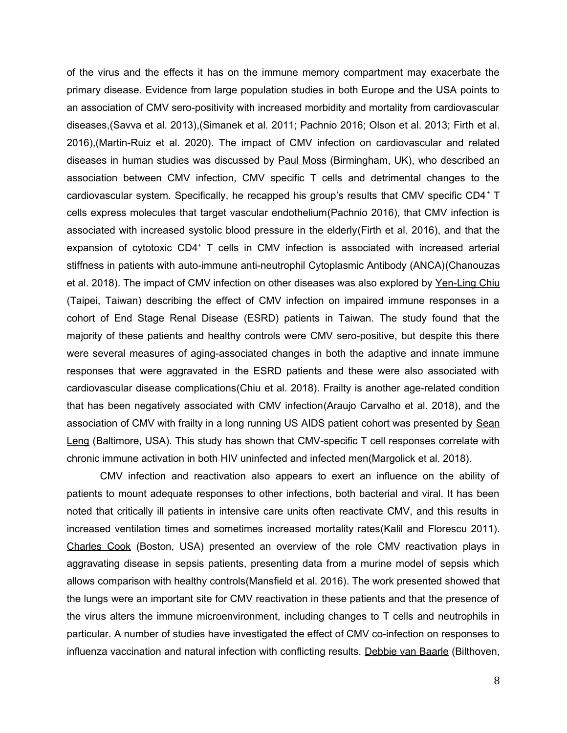of the virus and the effects it has on the immune memory compartment may exacerbate the primary disease. Evidence from large population studies in both Europe and the USA points to an association of CMV sero-positivity with increased morbidity and mortality from cardiovascular diseases,(Savva et al. 2013),(Simanek et al. 2011; Pachnio 2016; Olson et al. 2013; Firth et al. 2016),(Martin-Ruiz et al. 2020). The impact of CMV infection on cardiovascular and related diseases in human studies was discussed by Paul Moss (Birmingham, UK), who described an association between CMV infection, CMV specific T cells and detrimental changes to the cardiovascular system. Specifically, he recapped his group's results that CMV specific CD4$^+$ T cells express molecules that target vascular endothelium(Pachnio 2016), that CMV infection is associated with increased systolic blood pressure in the elderly(Firth et al. 2016), and that the expansion of cytotoxic CD4$^+$ T cells in CMV infection is associated with increased arterial stiffness in patients with auto-immune anti-neutrophil Cytoplasmic Antibody (ANCA)(Chanouzas et al. 2018). The impact of CMV infection on other diseases was also explored by Yen-Ling Chiu (Taipei, Taiwan) describing the effect of CMV infection on impaired immune responses in a cohort of End Stage Renal Disease (ESRD) patients in Taiwan. The study found that the majority of these patients and healthy controls were CMV sero-positive, but despite this there were several measures of aging-associated changes in both the adaptive and innate immune responses that were aggravated in the ESRD patients and these were also associated with cardiovascular disease complications(Chiu et al. 2018). Frailty is another age-related condition that has been negatively associated with CMV infection(Araujo Carvalho et al. 2018), and the association of CMV with frailty in a long running US AIDS patient cohort was presented by Sean Leng (Baltimore, USA). This study has shown that CMV-specific T cell responses correlate with chronic immune activation in both HIV uninfected and infected men(Margolick et al. 2018).

CMV infection and reactivation also appears to exert an influence on the ability of patients to mount adequate responses to other infections, both bacterial and viral. It has been noted that critically ill patients in intensive care units often reactivate CMV, and this results in increased ventilation times and sometimes increased mortality rates(Kalil and Florescu 2011). Charles Cook (Boston, USA) presented an overview of the role CMV reactivation plays in aggravating disease in sepsis patients, presenting data from a murine model of sepsis which allows comparison with healthy controls(Mansfield et al. 2016). The work presented showed that the lungs were an important site for CMV reactivation in these patients and that the presence of the virus alters the immune microenvironment, including changes to T cells and neutrophils in particular. A number of studies have investigated the effect of CMV co-infection on responses to influenza vaccination and natural infection with conflicting results. Debbie van Baarle (Bilthoven,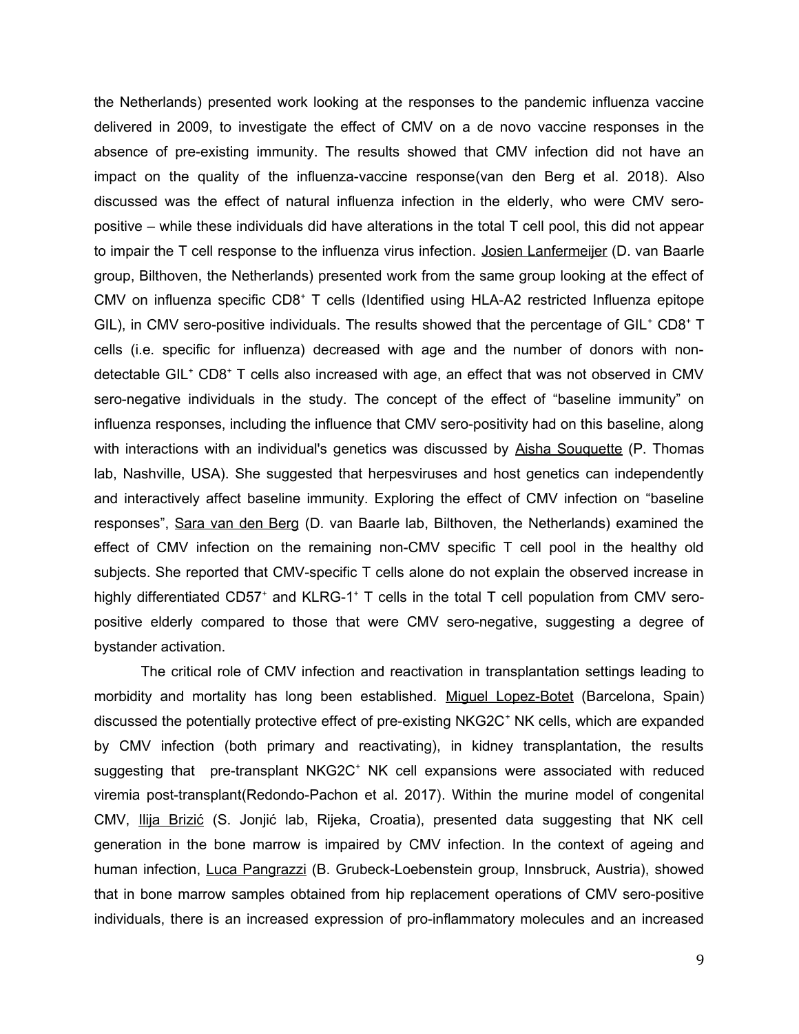the Netherlands) presented work looking at the responses to the pandemic influenza vaccine delivered in 2009, to investigate the effect of CMV on a de novo vaccine responses in the absence of pre-existing immunity. The results showed that CMV infection did not have an impact on the quality of the influenza-vaccine response(van den Berg et al. 2018). Also discussed was the effect of natural influenza infection in the elderly, who were CMV sero-positive – while these individuals did have alterations in the total T cell pool, this did not appear to impair the T cell response to the influenza virus infection. Josien Lanfermeijer (D. van Baarle group, Bilthoven, the Netherlands) presented work from the same group looking at the effect of CMV on influenza specific CD8⁺ T cells (Identified using HLA-A2 restricted Influenza epitope GIL), in CMV sero-positive individuals. The results showed that the percentage of GIL⁺ CD8⁺ T cells (i.e. specific for influenza) decreased with age and the number of donors with non-detectable GIL⁺ CD8⁺ T cells also increased with age, an effect that was not observed in CMV sero-negative individuals in the study. The concept of the effect of "baseline immunity" on influenza responses, including the influence that CMV sero-positivity had on this baseline, along with interactions with an individual's genetics was discussed by Aisha Souquette (P. Thomas lab, Nashville, USA). She suggested that herpesviruses and host genetics can independently and interactively affect baseline immunity. Exploring the effect of CMV infection on "baseline responses", Sara van den Berg (D. van Baarle lab, Bilthoven, the Netherlands) examined the effect of CMV infection on the remaining non-CMV specific T cell pool in the healthy old subjects. She reported that CMV-specific T cells alone do not explain the observed increase in highly differentiated CD57⁺ and KLRG-1⁺ T cells in the total T cell population from CMV sero-positive elderly compared to those that were CMV sero-negative, suggesting a degree of bystander activation.

The critical role of CMV infection and reactivation in transplantation settings leading to morbidity and mortality has long been established. Miguel Lopez-Botet (Barcelona, Spain) discussed the potentially protective effect of pre-existing NKG2C⁺ NK cells, which are expanded by CMV infection (both primary and reactivating), in kidney transplantation, the results suggesting that pre-transplant NKG2C⁺ NK cell expansions were associated with reduced viremia post-transplant(Redondo-Pachon et al. 2017). Within the murine model of congenital CMV, Ilija Brizić (S. Jonjić lab, Rijeka, Croatia), presented data suggesting that NK cell generation in the bone marrow is impaired by CMV infection. In the context of ageing and human infection, Luca Pangrazzi (B. Grubeck-Loebenstein group, Innsbruck, Austria), showed that in bone marrow samples obtained from hip replacement operations of CMV sero-positive individuals, there is an increased expression of pro-inflammatory molecules and an increased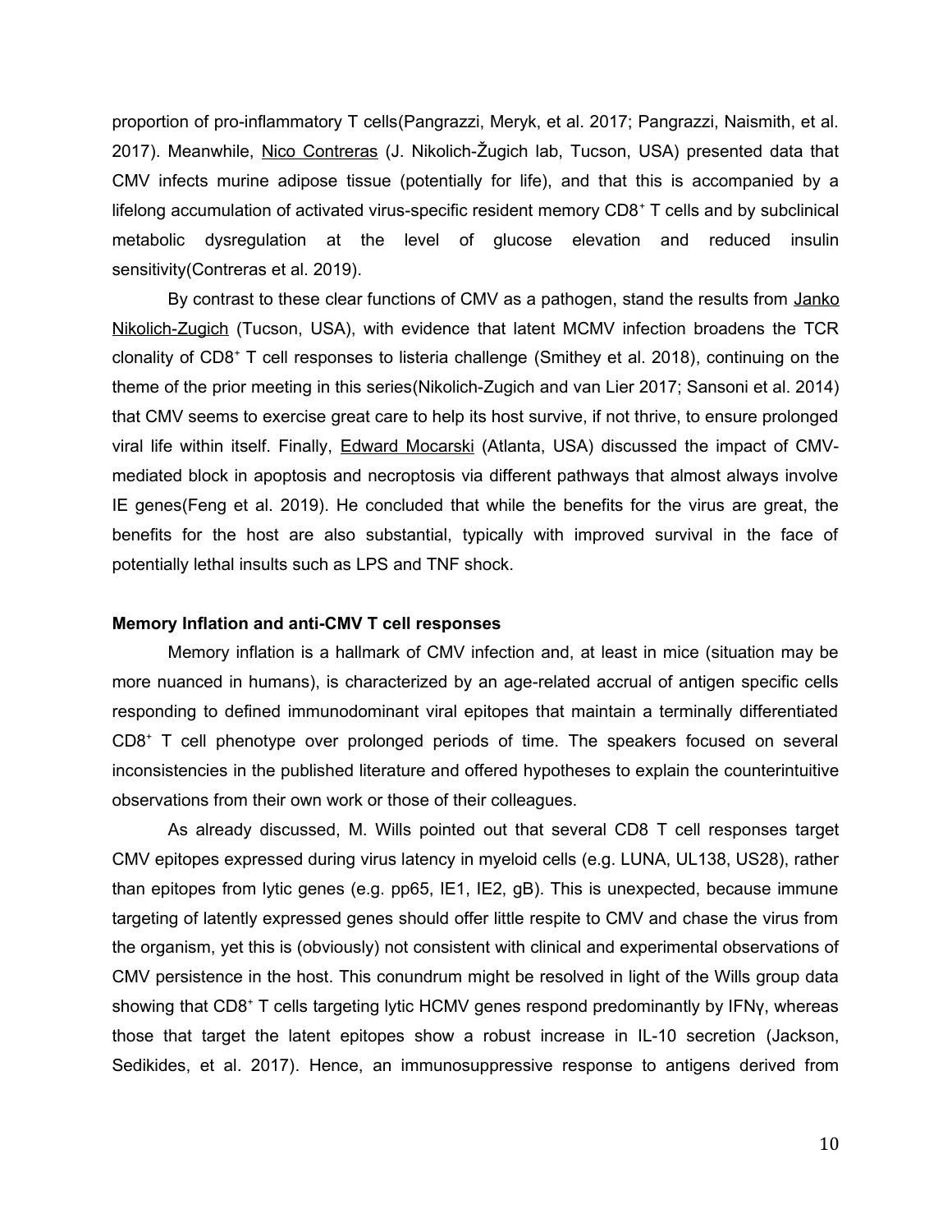proportion of pro-inflammatory T cells(Pangrazzi, Meryk, et al. 2017; Pangrazzi, Naismith, et al. 2017). Meanwhile, Nico Contreras (J. Nikolich-Žugich lab, Tucson, USA) presented data that CMV infects murine adipose tissue (potentially for life), and that this is accompanied by a lifelong accumulation of activated virus-specific resident memory CD8⁺ T cells and by subclinical metabolic dysregulation at the level of glucose elevation and reduced insulin sensitivity(Contreras et al. 2019).

By contrast to these clear functions of CMV as a pathogen, stand the results from Janko Nikolich-Zugich (Tucson, USA), with evidence that latent MCMV infection broadens the TCR clonality of CD8⁺ T cell responses to listeria challenge (Smithey et al. 2018), continuing on the theme of the prior meeting in this series(Nikolich-Zugich and van Lier 2017; Sansoni et al. 2014) that CMV seems to exercise great care to help its host survive, if not thrive, to ensure prolonged viral life within itself. Finally, Edward Mocarski (Atlanta, USA) discussed the impact of CMV-mediated block in apoptosis and necroptosis via different pathways that almost always involve IE genes(Feng et al. 2019). He concluded that while the benefits for the virus are great, the benefits for the host are also substantial, typically with improved survival in the face of potentially lethal insults such as LPS and TNF shock.

**Memory Inflation and anti-CMV T cell responses**

Memory inflation is a hallmark of CMV infection and, at least in mice (situation may be more nuanced in humans), is characterized by an age-related accrual of antigen specific cells responding to defined immunodominant viral epitopes that maintain a terminally differentiated CD8⁺ T cell phenotype over prolonged periods of time. The speakers focused on several inconsistencies in the published literature and offered hypotheses to explain the counterintuitive observations from their own work or those of their colleagues.

As already discussed, M. Wills pointed out that several CD8 T cell responses target CMV epitopes expressed during virus latency in myeloid cells (e.g. LUNA, UL138, US28), rather than epitopes from lytic genes (e.g. pp65, IE1, IE2, gB). This is unexpected, because immune targeting of latently expressed genes should offer little respite to CMV and chase the virus from the organism, yet this is (obviously) not consistent with clinical and experimental observations of CMV persistence in the host. This conundrum might be resolved in light of the Wills group data showing that CD8⁺ T cells targeting lytic HCMV genes respond predominantly by IFNγ, whereas those that target the latent epitopes show a robust increase in IL-10 secretion (Jackson, Sedikides, et al. 2017). Hence, an immunosuppressive response to antigens derived from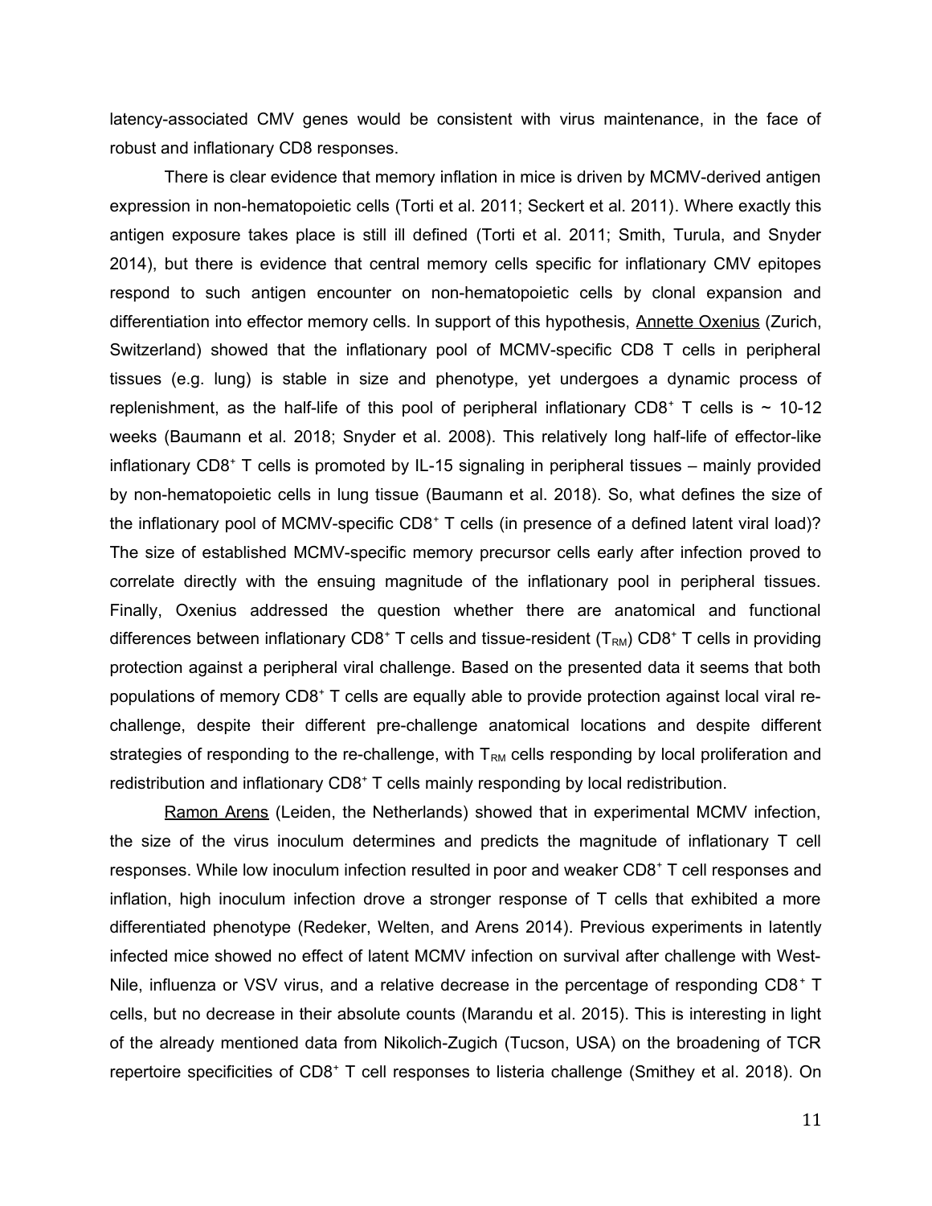latency-associated CMV genes would be consistent with virus maintenance, in the face of robust and inflationary CD8 responses.

There is clear evidence that memory inflation in mice is driven by MCMV-derived antigen expression in non-hematopoietic cells (Torti et al. 2011; Seckert et al. 2011). Where exactly this antigen exposure takes place is still ill defined (Torti et al. 2011; Smith, Turula, and Snyder 2014), but there is evidence that central memory cells specific for inflationary CMV epitopes respond to such antigen encounter on non-hematopoietic cells by clonal expansion and differentiation into effector memory cells. In support of this hypothesis, Annette Oxenius (Zurich, Switzerland) showed that the inflationary pool of MCMV-specific CD8 T cells in peripheral tissues (e.g. lung) is stable in size and phenotype, yet undergoes a dynamic process of replenishment, as the half-life of this pool of peripheral inflationary $CD8^+$ T cells is ~ 10-12 weeks (Baumann et al. 2018; Snyder et al. 2008). This relatively long half-life of effector-like inflationary $CD8^+$ T cells is promoted by IL-15 signaling in peripheral tissues – mainly provided by non-hematopoietic cells in lung tissue (Baumann et al. 2018). So, what defines the size of the inflationary pool of MCMV-specific $CD8^+$ T cells (in presence of a defined latent viral load)? The size of established MCMV-specific memory precursor cells early after infection proved to correlate directly with the ensuing magnitude of the inflationary pool in peripheral tissues. Finally, Oxenius addressed the question whether there are anatomical and functional differences between inflationary $CD8^+$ T cells and tissue-resident ($T_{RM}$) $CD8^+$ T cells in providing protection against a peripheral viral challenge. Based on the presented data it seems that both populations of memory $CD8^+$ T cells are equally able to provide protection against local viral re-challenge, despite their different pre-challenge anatomical locations and despite different strategies of responding to the re-challenge, with $T_{RM}$ cells responding by local proliferation and redistribution and inflationary $CD8^+$ T cells mainly responding by local redistribution.

Ramon Arens (Leiden, the Netherlands) showed that in experimental MCMV infection, the size of the virus inoculum determines and predicts the magnitude of inflationary T cell responses. While low inoculum infection resulted in poor and weaker $CD8^+$ T cell responses and inflation, high inoculum infection drove a stronger response of T cells that exhibited a more differentiated phenotype (Redeker, Welten, and Arens 2014). Previous experiments in latently infected mice showed no effect of latent MCMV infection on survival after challenge with West-Nile, influenza or VSV virus, and a relative decrease in the percentage of responding $CD8^+$ T cells, but no decrease in their absolute counts (Marandu et al. 2015). This is interesting in light of the already mentioned data from Nikolich-Zugich (Tucson, USA) on the broadening of TCR repertoire specificities of $CD8^+$ T cell responses to listeria challenge (Smithey et al. 2018). On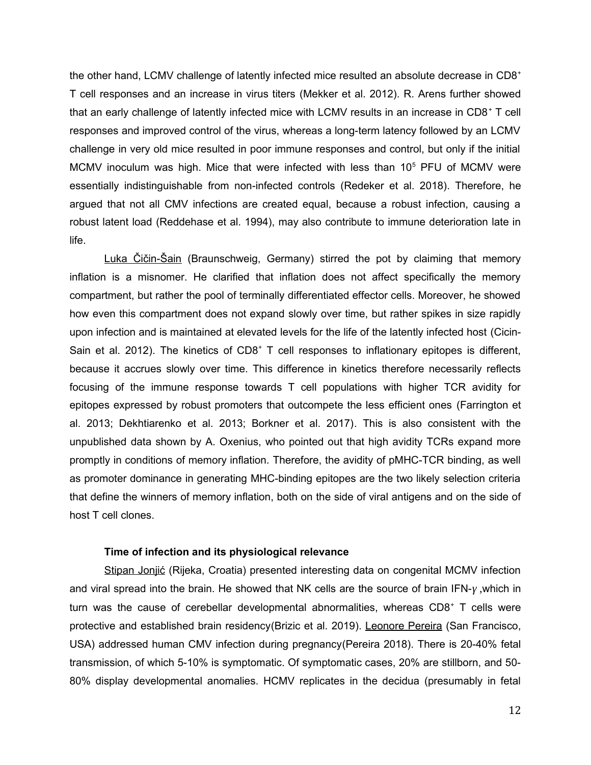the other hand, LCMV challenge of latently infected mice resulted an absolute decrease in $CD8^+$ T cell responses and an increase in virus titers (Mekker et al. 2012). R. Arens further showed that an early challenge of latently infected mice with LCMV results in an increase in $CD8^+$ T cell responses and improved control of the virus, whereas a long-term latency followed by an LCMV challenge in very old mice resulted in poor immune responses and control, but only if the initial MCMV inoculum was high. Mice that were infected with less than $10^5$ PFU of MCMV were essentially indistinguishable from non-infected controls (Redeker et al. 2018). Therefore, he argued that not all CMV infections are created equal, because a robust infection, causing a robust latent load (Reddehase et al. 1994), may also contribute to immune deterioration late in life.

Luka Čičin-Šain (Braunschweig, Germany) stirred the pot by claiming that memory inflation is a misnomer. He clarified that inflation does not affect specifically the memory compartment, but rather the pool of terminally differentiated effector cells. Moreover, he showed how even this compartment does not expand slowly over time, but rather spikes in size rapidly upon infection and is maintained at elevated levels for the life of the latently infected host (Cicin-Sain et al. 2012). The kinetics of $CD8^+$ T cell responses to inflationary epitopes is different, because it accrues slowly over time. This difference in kinetics therefore necessarily reflects focusing of the immune response towards T cell populations with higher TCR avidity for epitopes expressed by robust promoters that outcompete the less efficient ones (Farrington et al. 2013; Dekhtiarenko et al. 2013; Borkner et al. 2017). This is also consistent with the unpublished data shown by A. Oxenius, who pointed out that high avidity TCRs expand more promptly in conditions of memory inflation. Therefore, the avidity of pMHC-TCR binding, as well as promoter dominance in generating MHC-binding epitopes are the two likely selection criteria that define the winners of memory inflation, both on the side of viral antigens and on the side of host T cell clones.

### Time of infection and its physiological relevance

Stipan Jonjić (Rijeka, Croatia) presented interesting data on congenital MCMV infection and viral spread into the brain. He showed that NK cells are the source of brain IFN-$\gamma$ ,which in turn was the cause of cerebellar developmental abnormalities, whereas $CD8^+$ T cells were protective and established brain residency(Brizic et al. 2019). Leonore Pereira (San Francisco, USA) addressed human CMV infection during pregnancy(Pereira 2018). There is 20-40% fetal transmission, of which 5-10% is symptomatic. Of symptomatic cases, 20% are stillborn, and 50-80% display developmental anomalies. HCMV replicates in the decidua (presumably in fetal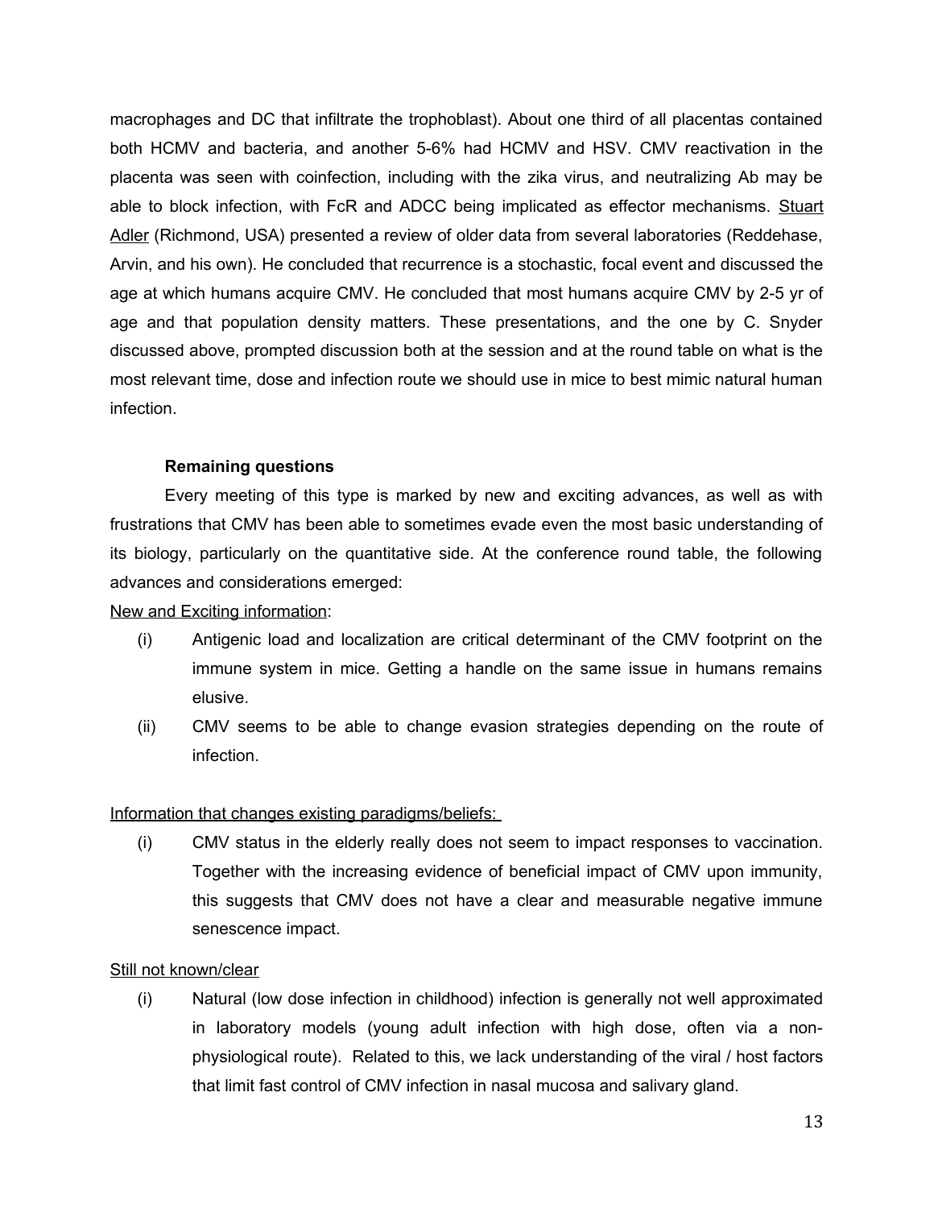macrophages and DC that infiltrate the trophoblast). About one third of all placentas contained both HCMV and bacteria, and another 5-6% had HCMV and HSV. CMV reactivation in the placenta was seen with coinfection, including with the zika virus, and neutralizing Ab may be able to block infection, with FcR and ADCC being implicated as effector mechanisms. Stuart Adler (Richmond, USA) presented a review of older data from several laboratories (Reddehase, Arvin, and his own). He concluded that recurrence is a stochastic, focal event and discussed the age at which humans acquire CMV. He concluded that most humans acquire CMV by 2-5 yr of age and that population density matters. These presentations, and the one by C. Snyder discussed above, prompted discussion both at the session and at the round table on what is the most relevant time, dose and infection route we should use in mice to best mimic natural human infection.

**Remaining questions**

Every meeting of this type is marked by new and exciting advances, as well as with frustrations that CMV has been able to sometimes evade even the most basic understanding of its biology, particularly on the quantitative side. At the conference round table, the following advances and considerations emerged:

New and Exciting information:

(i) Antigenic load and localization are critical determinant of the CMV footprint on the immune system in mice. Getting a handle on the same issue in humans remains elusive.

(ii) CMV seems to be able to change evasion strategies depending on the route of infection.

Information that changes existing paradigms/beliefs:

(i) CMV status in the elderly really does not seem to impact responses to vaccination. Together with the increasing evidence of beneficial impact of CMV upon immunity, this suggests that CMV does not have a clear and measurable negative immune senescence impact.

Still not known/clear

(i) Natural (low dose infection in childhood) infection is generally not well approximated in laboratory models (young adult infection with high dose, often via a non-physiological route). Related to this, we lack understanding of the viral / host factors that limit fast control of CMV infection in nasal mucosa and salivary gland.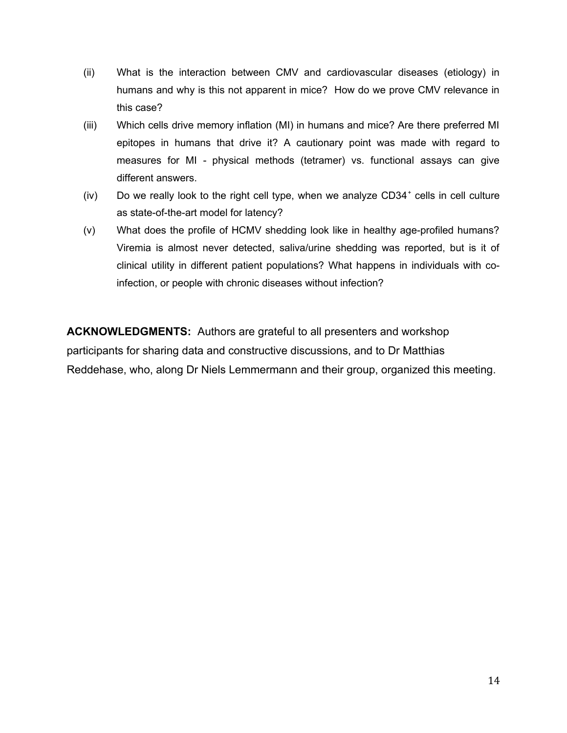(ii) What is the interaction between CMV and cardiovascular diseases (etiology) in humans and why is this not apparent in mice? How do we prove CMV relevance in this case?

(iii) Which cells drive memory inflation (MI) in humans and mice? Are there preferred MI epitopes in humans that drive it? A cautionary point was made with regard to measures for MI - physical methods (tetramer) vs. functional assays can give different answers.

(iv) Do we really look to the right cell type, when we analyze $CD34^{+}$ cells in cell culture as state-of-the-art model for latency?

(v) What does the profile of HCMV shedding look like in healthy age-profiled humans? Viremia is almost never detected, saliva/urine shedding was reported, but is it of clinical utility in different patient populations? What happens in individuals with co-infection, or people with chronic diseases without infection?

**ACKNOWLEDGMENTS:** Authors are grateful to all presenters and workshop participants for sharing data and constructive discussions, and to Dr Matthias Reddehase, who, along Dr Niels Lemmermann and their group, organized this meeting.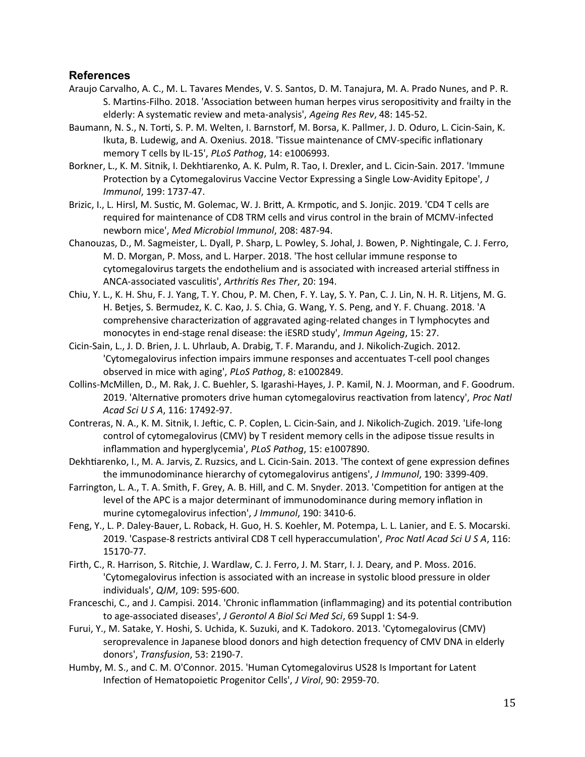## References

Araujo Carvalho, A. C., M. L. Tavares Mendes, V. S. Santos, D. M. Tanajura, M. A. Prado Nunes, and P. R. S. Martins-Filho. 2018. 'Association between human herpes virus seropositivity and frailty in the elderly: A systematic review and meta-analysis', *Ageing Res Rev*, 48: 145-52.

Baumann, N. S., N. Torti, S. P. M. Welten, I. Barnstorf, M. Borsa, K. Pallmer, J. D. Oduro, L. Cicin-Sain, K. Ikuta, B. Ludewig, and A. Oxenius. 2018. 'Tissue maintenance of CMV-specific inflationary memory T cells by IL-15', *PLoS Pathog*, 14: e1006993.

Borkner, L., K. M. Sitnik, I. Dekhtiarenko, A. K. Pulm, R. Tao, I. Drexler, and L. Cicin-Sain. 2017. 'Immune Protection by a Cytomegalovirus Vaccine Vector Expressing a Single Low-Avidity Epitope', *J Immunol*, 199: 1737-47.

Brizic, I., L. Hirsl, M. Sustic, M. Golemac, W. J. Britt, A. Krmpotic, and S. Jonjic. 2019. 'CD4 T cells are required for maintenance of CD8 TRM cells and virus control in the brain of MCMV-infected newborn mice', *Med Microbiol Immunol*, 208: 487-94.

Chanouzas, D., M. Sagmeister, L. Dyall, P. Sharp, L. Powley, S. Johal, J. Bowen, P. Nightingale, C. J. Ferro, M. D. Morgan, P. Moss, and L. Harper. 2018. 'The host cellular immune response to cytomegalovirus targets the endothelium and is associated with increased arterial stiffness in ANCA-associated vasculitis', *Arthritis Res Ther*, 20: 194.

Chiu, Y. L., K. H. Shu, F. J. Yang, T. Y. Chou, P. M. Chen, F. Y. Lay, S. Y. Pan, C. J. Lin, N. H. R. Litjens, M. G. H. Betjes, S. Bermudez, K. C. Kao, J. S. Chia, G. Wang, Y. S. Peng, and Y. F. Chuang. 2018. 'A comprehensive characterization of aggravated aging-related changes in T lymphocytes and monocytes in end-stage renal disease: the iESRD study', *Immun Ageing*, 15: 27.

Cicin-Sain, L., J. D. Brien, J. L. Uhrlaub, A. Drabig, T. F. Marandu, and J. Nikolich-Zugich. 2012. 'Cytomegalovirus infection impairs immune responses and accentuates T-cell pool changes observed in mice with aging', *PLoS Pathog*, 8: e1002849.

Collins-McMillen, D., M. Rak, J. C. Buehler, S. Igarashi-Hayes, J. P. Kamil, N. J. Moorman, and F. Goodrum. 2019. 'Alternative promoters drive human cytomegalovirus reactivation from latency', *Proc Natl Acad Sci U S A*, 116: 17492-97.

Contreras, N. A., K. M. Sitnik, I. Jeftic, C. P. Coplen, L. Cicin-Sain, and J. Nikolich-Zugich. 2019. 'Life-long control of cytomegalovirus (CMV) by T resident memory cells in the adipose tissue results in inflammation and hyperglycemia', *PLoS Pathog*, 15: e1007890.

Dekhtiarenko, I., M. A. Jarvis, Z. Ruzsics, and L. Cicin-Sain. 2013. 'The context of gene expression defines the immunodominance hierarchy of cytomegalovirus antigens', *J Immunol*, 190: 3399-409.

Farrington, L. A., T. A. Smith, F. Grey, A. B. Hill, and C. M. Snyder. 2013. 'Competition for antigen at the level of the APC is a major determinant of immunodominance during memory inflation in murine cytomegalovirus infection', *J Immunol*, 190: 3410-6.

Feng, Y., L. P. Daley-Bauer, L. Roback, H. Guo, H. S. Koehler, M. Potempa, L. L. Lanier, and E. S. Mocarski. 2019. 'Caspase-8 restricts antiviral CD8 T cell hyperaccumulation', *Proc Natl Acad Sci U S A*, 116: 15170-77.

Firth, C., R. Harrison, S. Ritchie, J. Wardlaw, C. J. Ferro, J. M. Starr, I. J. Deary, and P. Moss. 2016. 'Cytomegalovirus infection is associated with an increase in systolic blood pressure in older individuals', *QJM*, 109: 595-600.

Franceschi, C., and J. Campisi. 2014. 'Chronic inflammation (inflammaging) and its potential contribution to age-associated diseases', *J Gerontol A Biol Sci Med Sci*, 69 Suppl 1: S4-9.

Furui, Y., M. Satake, Y. Hoshi, S. Uchida, K. Suzuki, and K. Tadokoro. 2013. 'Cytomegalovirus (CMV) seroprevalence in Japanese blood donors and high detection frequency of CMV DNA in elderly donors', *Transfusion*, 53: 2190-7.

Humby, M. S., and C. M. O'Connor. 2015. 'Human Cytomegalovirus US28 Is Important for Latent Infection of Hematopoietic Progenitor Cells', *J Virol*, 90: 2959-70.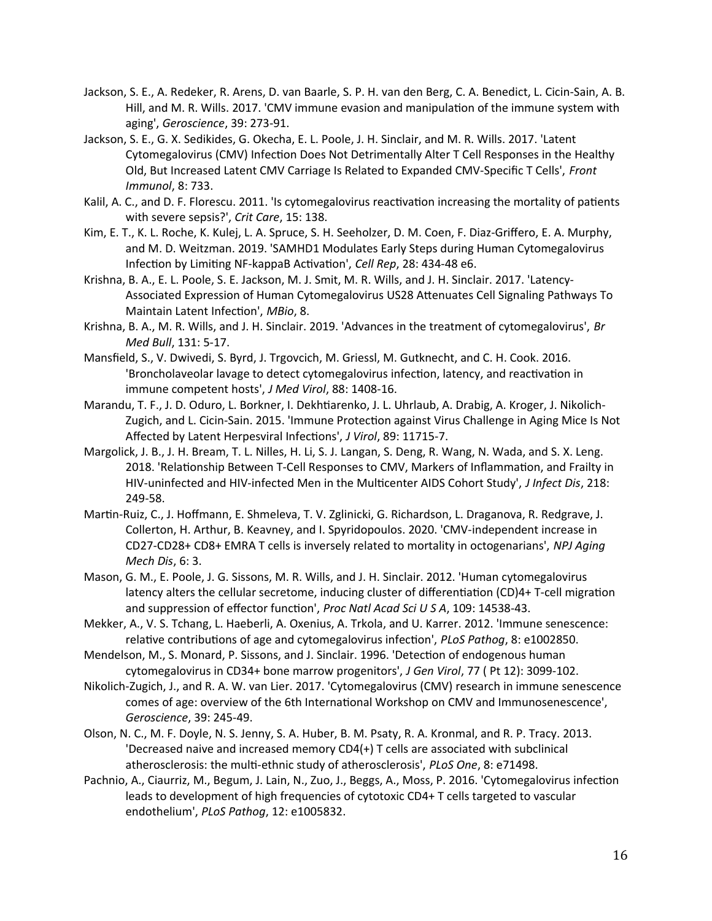Jackson, S. E., A. Redeker, R. Arens, D. van Baarle, S. P. H. van den Berg, C. A. Benedict, L. Cicin-Sain, A. B. Hill, and M. R. Wills. 2017. 'CMV immune evasion and manipulation of the immune system with aging', *Geroscience*, 39: 273-91.

Jackson, S. E., G. X. Sedikides, G. Okecha, E. L. Poole, J. H. Sinclair, and M. R. Wills. 2017. 'Latent Cytomegalovirus (CMV) Infection Does Not Detrimentally Alter T Cell Responses in the Healthy Old, But Increased Latent CMV Carriage Is Related to Expanded CMV-Specific T Cells', *Front Immunol*, 8: 733.

Kalil, A. C., and D. F. Florescu. 2011. 'Is cytomegalovirus reactivation increasing the mortality of patients with severe sepsis?', *Crit Care*, 15: 138.

Kim, E. T., K. L. Roche, K. Kulej, L. A. Spruce, S. H. Seeholzer, D. M. Coen, F. Diaz-Griffero, E. A. Murphy, and M. D. Weitzman. 2019. 'SAMHD1 Modulates Early Steps during Human Cytomegalovirus Infection by Limiting NF-kappaB Activation', *Cell Rep*, 28: 434-48 e6.

Krishna, B. A., E. L. Poole, S. E. Jackson, M. J. Smit, M. R. Wills, and J. H. Sinclair. 2017. 'Latency-Associated Expression of Human Cytomegalovirus US28 Attenuates Cell Signaling Pathways To Maintain Latent Infection', *MBio*, 8.

Krishna, B. A., M. R. Wills, and J. H. Sinclair. 2019. 'Advances in the treatment of cytomegalovirus', *Br Med Bull*, 131: 5-17.

Mansfield, S., V. Dwivedi, S. Byrd, J. Trgovcich, M. Griessl, M. Gutknecht, and C. H. Cook. 2016. 'Broncholaveolar lavage to detect cytomegalovirus infection, latency, and reactivation in immune competent hosts', *J Med Virol*, 88: 1408-16.

Marandu, T. F., J. D. Oduro, L. Borkner, I. Dekhtiarenko, J. L. Uhrlaub, A. Drabig, A. Kroger, J. Nikolich-Zugich, and L. Cicin-Sain. 2015. 'Immune Protection against Virus Challenge in Aging Mice Is Not Affected by Latent Herpesviral Infections', *J Virol*, 89: 11715-7.

Margolick, J. B., J. H. Bream, T. L. Nilles, H. Li, S. J. Langan, S. Deng, R. Wang, N. Wada, and S. X. Leng. 2018. 'Relationship Between T-Cell Responses to CMV, Markers of Inflammation, and Frailty in HIV-uninfected and HIV-infected Men in the Multicenter AIDS Cohort Study', *J Infect Dis*, 218: 249-58.

Martin-Ruiz, C., J. Hoffmann, E. Shmeleva, T. V. Zglinicki, G. Richardson, L. Draganova, R. Redgrave, J. Collerton, H. Arthur, B. Keavney, and I. Spyridopoulos. 2020. 'CMV-independent increase in CD27-CD28+ CD8+ EMRA T cells is inversely related to mortality in octogenarians', *NPJ Aging Mech Dis*, 6: 3.

Mason, G. M., E. Poole, J. G. Sissons, M. R. Wills, and J. H. Sinclair. 2012. 'Human cytomegalovirus latency alters the cellular secretome, inducing cluster of differentiation (CD)4+ T-cell migration and suppression of effector function', *Proc Natl Acad Sci U S A*, 109: 14538-43.

Mekker, A., V. S. Tchang, L. Haeberli, A. Oxenius, A. Trkola, and U. Karrer. 2012. 'Immune senescence: relative contributions of age and cytomegalovirus infection', *PLoS Pathog*, 8: e1002850.

Mendelson, M., S. Monard, P. Sissons, and J. Sinclair. 1996. 'Detection of endogenous human cytomegalovirus in CD34+ bone marrow progenitors', *J Gen Virol*, 77 ( Pt 12): 3099-102.

Nikolich-Zugich, J., and R. A. W. van Lier. 2017. 'Cytomegalovirus (CMV) research in immune senescence comes of age: overview of the 6th International Workshop on CMV and Immunosenescence', *Geroscience*, 39: 245-49.

Olson, N. C., M. F. Doyle, N. S. Jenny, S. A. Huber, B. M. Psaty, R. A. Kronmal, and R. P. Tracy. 2013. 'Decreased naive and increased memory CD4(+) T cells are associated with subclinical atherosclerosis: the multi-ethnic study of atherosclerosis', *PLoS One*, 8: e71498.

Pachnio, A., Ciaurriz, M., Begum, J. Lain, N., Zuo, J., Beggs, A., Moss, P. 2016. 'Cytomegalovirus infection leads to development of high frequencies of cytotoxic CD4+ T cells targeted to vascular endothelium', *PLoS Pathog*, 12: e1005832.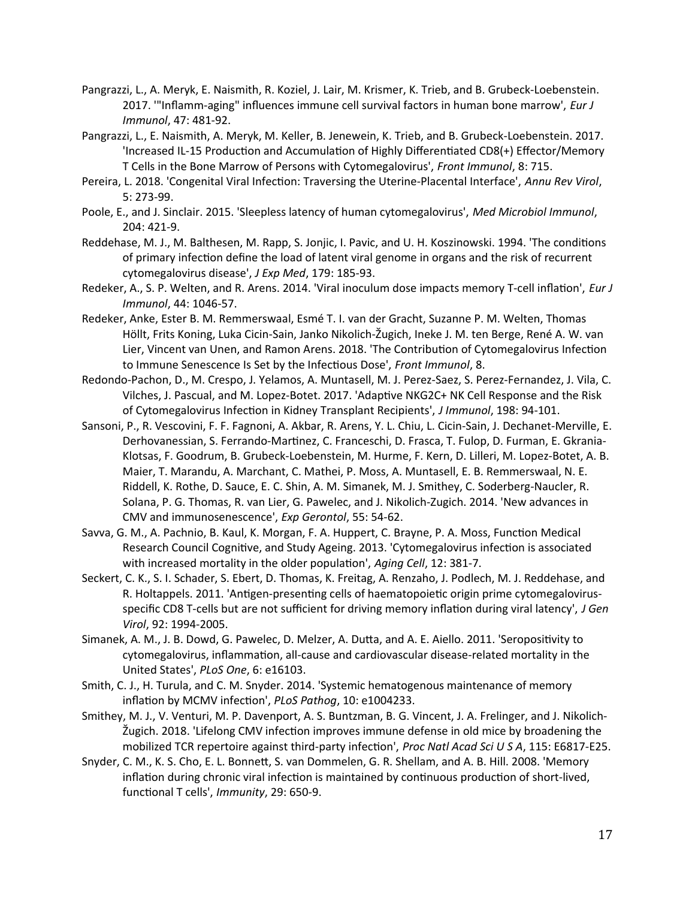Pangrazzi, L., A. Meryk, E. Naismith, R. Koziel, J. Lair, M. Krismer, K. Trieb, and B. Grubeck-Loebenstein. 2017. '"Inflamm-aging" influences immune cell survival factors in human bone marrow', *Eur J Immunol*, 47: 481-92.

Pangrazzi, L., E. Naismith, A. Meryk, M. Keller, B. Jenewein, K. Trieb, and B. Grubeck-Loebenstein. 2017. 'Increased IL-15 Production and Accumulation of Highly Differentiated CD8(+) Effector/Memory T Cells in the Bone Marrow of Persons with Cytomegalovirus', *Front Immunol*, 8: 715.

Pereira, L. 2018. 'Congenital Viral Infection: Traversing the Uterine-Placental Interface', *Annu Rev Virol*, 5: 273-99.

Poole, E., and J. Sinclair. 2015. 'Sleepless latency of human cytomegalovirus', *Med Microbiol Immunol*, 204: 421-9.

Reddehase, M. J., M. Balthesen, M. Rapp, S. Jonjic, I. Pavic, and U. H. Koszinowski. 1994. 'The conditions of primary infection define the load of latent viral genome in organs and the risk of recurrent cytomegalovirus disease', *J Exp Med*, 179: 185-93.

Redeker, A., S. P. Welten, and R. Arens. 2014. 'Viral inoculum dose impacts memory T-cell inflation', *Eur J Immunol*, 44: 1046-57.

Redeker, Anke, Ester B. M. Remmerswaal, Esmé T. I. van der Gracht, Suzanne P. M. Welten, Thomas Höllt, Frits Koning, Luka Cicin-Sain, Janko Nikolich-Žugich, Ineke J. M. ten Berge, René A. W. van Lier, Vincent van Unen, and Ramon Arens. 2018. 'The Contribution of Cytomegalovirus Infection to Immune Senescence Is Set by the Infectious Dose', *Front Immunol*, 8.

Redondo-Pachon, D., M. Crespo, J. Yelamos, A. Muntasell, M. J. Perez-Saez, S. Perez-Fernandez, J. Vila, C. Vilches, J. Pascual, and M. Lopez-Botet. 2017. 'Adaptive NKG2C+ NK Cell Response and the Risk of Cytomegalovirus Infection in Kidney Transplant Recipients', *J Immunol*, 198: 94-101.

Sansoni, P., R. Vescovini, F. F. Fagnoni, A. Akbar, R. Arens, Y. L. Chiu, L. Cicin-Sain, J. Dechanet-Merville, E. Derhovanessian, S. Ferrando-Martinez, C. Franceschi, D. Frasca, T. Fulop, D. Furman, E. Gkrania-Klotsas, F. Goodrum, B. Grubeck-Loebenstein, M. Hurme, F. Kern, D. Lilleri, M. Lopez-Botet, A. B. Maier, T. Marandu, A. Marchant, C. Mathei, P. Moss, A. Muntasell, E. B. Remmerswaal, N. E. Riddell, K. Rothe, D. Sauce, E. C. Shin, A. M. Simanek, M. J. Smithey, C. Soderberg-Naucler, R. Solana, P. G. Thomas, R. van Lier, G. Pawelec, and J. Nikolich-Zugich. 2014. 'New advances in CMV and immunosenescence', *Exp Gerontol*, 55: 54-62.

Savva, G. M., A. Pachnio, B. Kaul, K. Morgan, F. A. Huppert, C. Brayne, P. A. Moss, Function Medical Research Council Cognitive, and Study Ageing. 2013. 'Cytomegalovirus infection is associated with increased mortality in the older population', *Aging Cell*, 12: 381-7.

Seckert, C. K., S. I. Schader, S. Ebert, D. Thomas, K. Freitag, A. Renzaho, J. Podlech, M. J. Reddehase, and R. Holtappels. 2011. 'Antigen-presenting cells of haematopoietic origin prime cytomegalovirus-specific CD8 T-cells but are not sufficient for driving memory inflation during viral latency', *J Gen Virol*, 92: 1994-2005.

Simanek, A. M., J. B. Dowd, G. Pawelec, D. Melzer, A. Dutta, and A. E. Aiello. 2011. 'Seropositivity to cytomegalovirus, inflammation, all-cause and cardiovascular disease-related mortality in the United States', *PLoS One*, 6: e16103.

Smith, C. J., H. Turula, and C. M. Snyder. 2014. 'Systemic hematogenous maintenance of memory inflation by MCMV infection', *PLoS Pathog*, 10: e1004233.

Smithey, M. J., V. Venturi, M. P. Davenport, A. S. Buntzman, B. G. Vincent, J. A. Frelinger, and J. Nikolich-Žugich. 2018. 'Lifelong CMV infection improves immune defense in old mice by broadening the mobilized TCR repertoire against third-party infection', *Proc Natl Acad Sci U S A*, 115: E6817-E25.

Snyder, C. M., K. S. Cho, E. L. Bonnett, S. van Dommelen, G. R. Shellam, and A. B. Hill. 2008. 'Memory inflation during chronic viral infection is maintained by continuous production of short-lived, functional T cells', *Immunity*, 29: 650-9.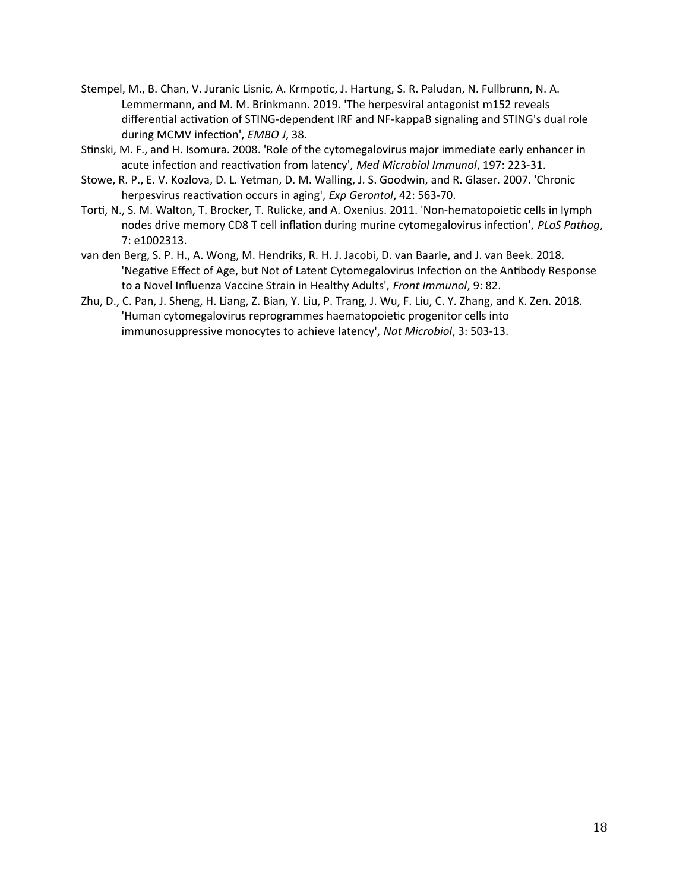Stempel, M., B. Chan, V. Juranic Lisnic, A. Krmpotic, J. Hartung, S. R. Paludan, N. Fullbrunn, N. A. Lemmermann, and M. M. Brinkmann. 2019. 'The herpesviral antagonist m152 reveals differential activation of STING-dependent IRF and NF-kappaB signaling and STING's dual role during MCMV infection', *EMBO J*, 38.

Stinski, M. F., and H. Isomura. 2008. 'Role of the cytomegalovirus major immediate early enhancer in acute infection and reactivation from latency', *Med Microbiol Immunol*, 197: 223-31.

Stowe, R. P., E. V. Kozlova, D. L. Yetman, D. M. Walling, J. S. Goodwin, and R. Glaser. 2007. 'Chronic herpesvirus reactivation occurs in aging', *Exp Gerontol*, 42: 563-70.

Torti, N., S. M. Walton, T. Brocker, T. Rulicke, and A. Oxenius. 2011. 'Non-hematopoietic cells in lymph nodes drive memory CD8 T cell inflation during murine cytomegalovirus infection', *PLoS Pathog*, 7: e1002313.

van den Berg, S. P. H., A. Wong, M. Hendriks, R. H. J. Jacobi, D. van Baarle, and J. van Beek. 2018. 'Negative Effect of Age, but Not of Latent Cytomegalovirus Infection on the Antibody Response to a Novel Influenza Vaccine Strain in Healthy Adults', *Front Immunol*, 9: 82.

Zhu, D., C. Pan, J. Sheng, H. Liang, Z. Bian, Y. Liu, P. Trang, J. Wu, F. Liu, C. Y. Zhang, and K. Zen. 2018. 'Human cytomegalovirus reprogrammes haematopoietic progenitor cells into immunosuppressive monocytes to achieve latency', *Nat Microbiol*, 3: 503-13.